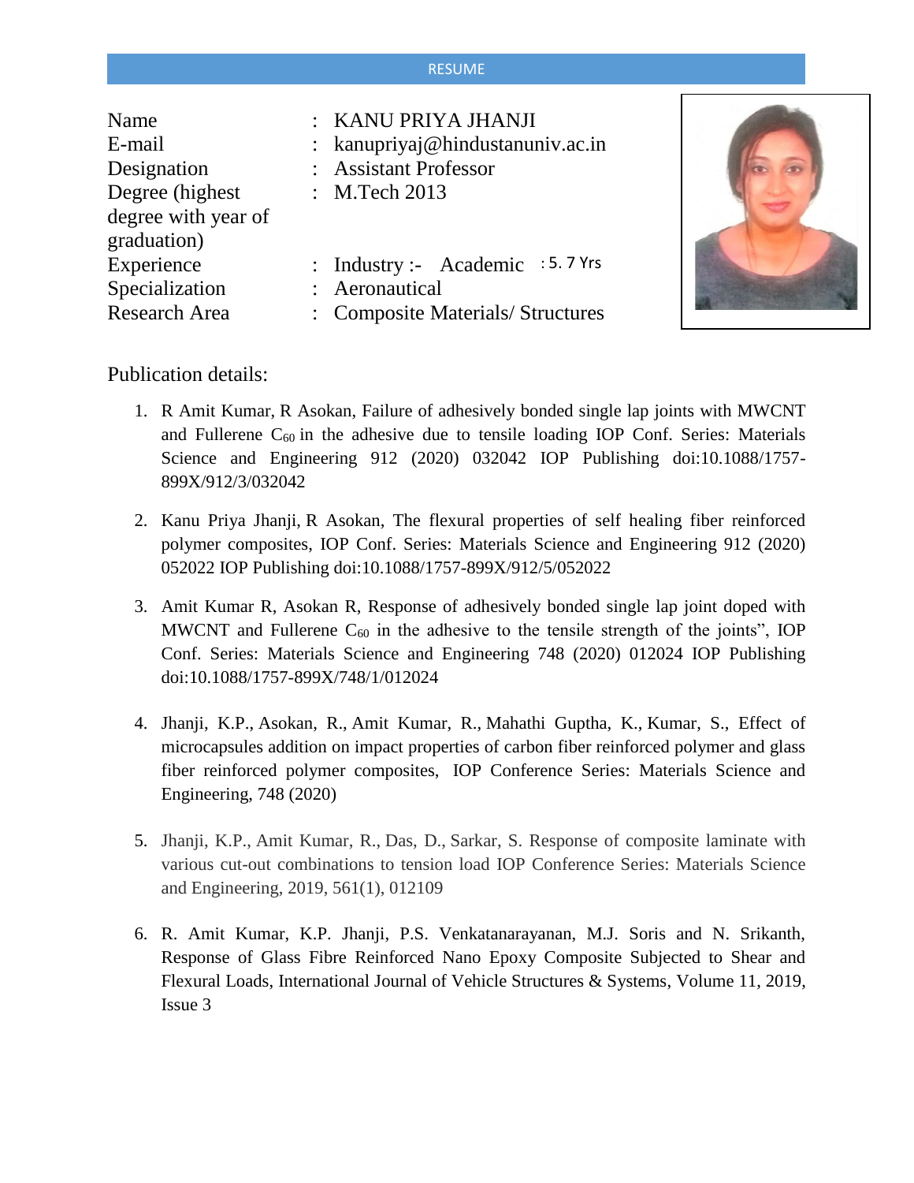# RESUME

| | | |
|---|---|---|
| Name | : | KANU PRIYA JHANJI |
| E-mail | : | kanupriyaj@hindustanuniv.ac.in |
| Designation | : | Assistant Professor |
| Degree (highest degree with year of graduation) | : | M.Tech 2013 |
| Experience | : | Industry :- Academic : 5. 7 Yrs |
| Specialization | : | Aeronautical |
| Research Area | : | Composite Materials/ Structures |

Publication details:

1. R Amit Kumar, R Asokan, Failure of adhesively bonded single lap joints with MWCNT and Fullerene $C_{60}$ in the adhesive due to tensile loading IOP Conf. Series: Materials Science and Engineering 912 (2020) 032042 IOP Publishing doi:10.1088/1757-899X/912/3/032042

2. Kanu Priya Jhanji, R Asokan, The flexural properties of self healing fiber reinforced polymer composites, IOP Conf. Series: Materials Science and Engineering 912 (2020) 052022 IOP Publishing doi:10.1088/1757-899X/912/5/052022

3. Amit Kumar R, Asokan R, Response of adhesively bonded single lap joint doped with MWCNT and Fullerene $C_{60}$ in the adhesive to the tensile strength of the joints", IOP Conf. Series: Materials Science and Engineering 748 (2020) 012024 IOP Publishing doi:10.1088/1757-899X/748/1/012024

4. Jhanji, K.P., Asokan, R., Amit Kumar, R., Mahathi Guptha, K., Kumar, S., Effect of microcapsules addition on impact properties of carbon fiber reinforced polymer and glass fiber reinforced polymer composites, IOP Conference Series: Materials Science and Engineering, 748 (2020)

5. Jhanji, K.P., Amit Kumar, R., Das, D., Sarkar, S. Response of composite laminate with various cut-out combinations to tension load IOP Conference Series: Materials Science and Engineering, 2019, 561(1), 012109

6. R. Amit Kumar, K.P. Jhanji, P.S. Venkatanarayanan, M.J. Soris and N. Srikanth, Response of Glass Fibre Reinforced Nano Epoxy Composite Subjected to Shear and Flexural Loads, International Journal of Vehicle Structures & Systems, Volume 11, 2019, Issue 3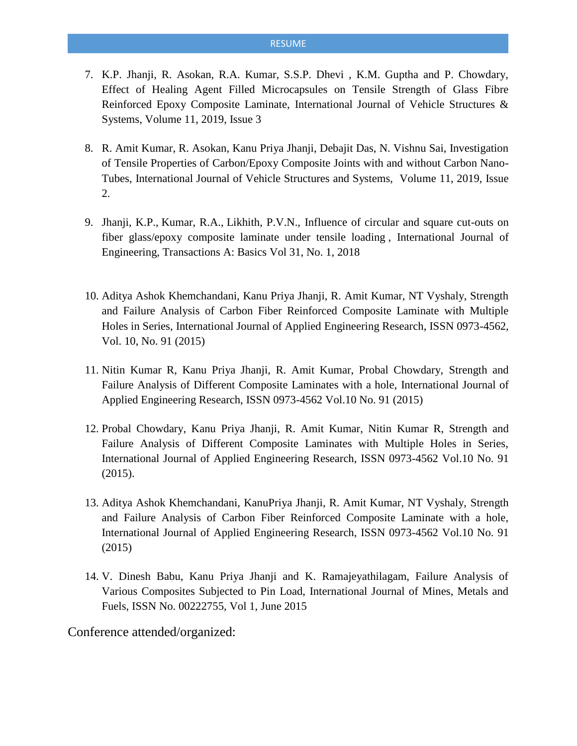7. K.P. Jhanji, R. Asokan, R.A. Kumar, S.S.P. Dhevi , K.M. Guptha and P. Chowdary, Effect of Healing Agent Filled Microcapsules on Tensile Strength of Glass Fibre Reinforced Epoxy Composite Laminate, International Journal of Vehicle Structures & Systems, Volume 11, 2019, Issue 3

8. R. Amit Kumar, R. Asokan, Kanu Priya Jhanji, Debajit Das, N. Vishnu Sai, Investigation of Tensile Properties of Carbon/Epoxy Composite Joints with and without Carbon Nano-Tubes, International Journal of Vehicle Structures and Systems, Volume 11, 2019, Issue 2.

9. Jhanji, K.P., Kumar, R.A., Likhith, P.V.N., Influence of circular and square cut-outs on fiber glass/epoxy composite laminate under tensile loading , International Journal of Engineering, Transactions A: Basics Vol 31, No. 1, 2018

10. Aditya Ashok Khemchandani, Kanu Priya Jhanji, R. Amit Kumar, NT Vyshaly, Strength and Failure Analysis of Carbon Fiber Reinforced Composite Laminate with Multiple Holes in Series, International Journal of Applied Engineering Research, ISSN 0973-4562, Vol. 10, No. 91 (2015)

11. Nitin Kumar R, Kanu Priya Jhanji, R. Amit Kumar, Probal Chowdary, Strength and Failure Analysis of Different Composite Laminates with a hole, International Journal of Applied Engineering Research, ISSN 0973-4562 Vol.10 No. 91 (2015)

12. Probal Chowdary, Kanu Priya Jhanji, R. Amit Kumar, Nitin Kumar R, Strength and Failure Analysis of Different Composite Laminates with Multiple Holes in Series, International Journal of Applied Engineering Research, ISSN 0973-4562 Vol.10 No. 91 (2015).

13. Aditya Ashok Khemchandani, KanuPriya Jhanji, R. Amit Kumar, NT Vyshaly, Strength and Failure Analysis of Carbon Fiber Reinforced Composite Laminate with a hole, International Journal of Applied Engineering Research, ISSN 0973-4562 Vol.10 No. 91 (2015)

14. V. Dinesh Babu, Kanu Priya Jhanji and K. Ramajeyathilagam, Failure Analysis of Various Composites Subjected to Pin Load, International Journal of Mines, Metals and Fuels, ISSN No. 00222755, Vol 1, June 2015

Conference attended/organized: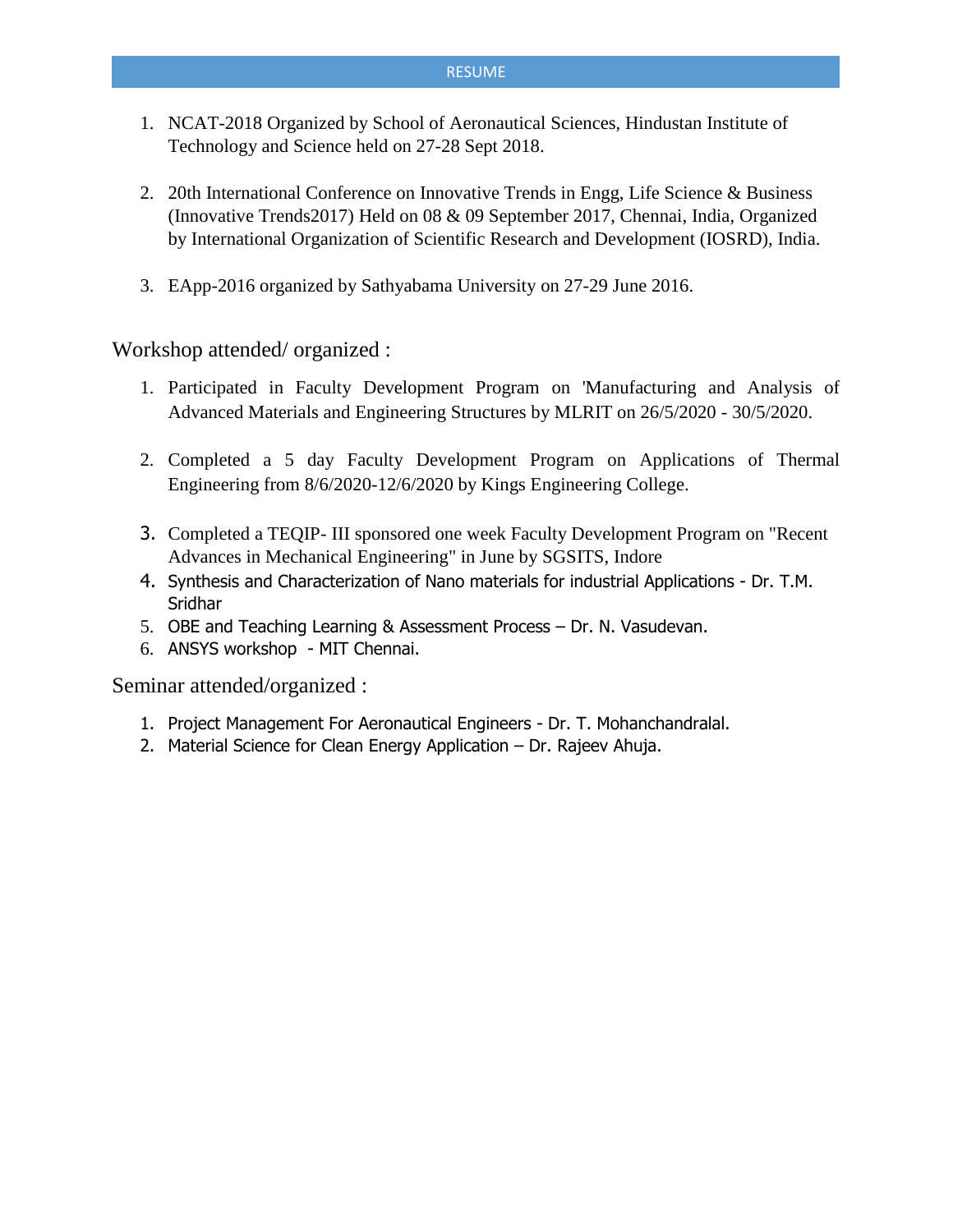1. NCAT-2018 Organized by School of Aeronautical Sciences, Hindustan Institute of Technology and Science held on 27-28 Sept 2018.

2. 20th International Conference on Innovative Trends in Engg, Life Science & Business (Innovative Trends2017) Held on 08 & 09 September 2017, Chennai, India, Organized by International Organization of Scientific Research and Development (IOSRD), India.

3. EApp-2016 organized by Sathyabama University on 27-29 June 2016.

## Workshop attended/ organized :

1. Participated in Faculty Development Program on 'Manufacturing and Analysis of Advanced Materials and Engineering Structures by MLRIT on 26/5/2020 - 30/5/2020.

2. Completed a 5 day Faculty Development Program on Applications of Thermal Engineering from 8/6/2020-12/6/2020 by Kings Engineering College.

3. Completed a TEQIP- III sponsored one week Faculty Development Program on "Recent Advances in Mechanical Engineering" in June by SGSITS, Indore
4. Synthesis and Characterization of Nano materials for industrial Applications - Dr. T.M. Sridhar
5. OBE and Teaching Learning & Assessment Process – Dr. N. Vasudevan.
6. ANSYS workshop - MIT Chennai.

## Seminar attended/organized :

1. Project Management For Aeronautical Engineers - Dr. T. Mohanchandralal.
2. Material Science for Clean Energy Application – Dr. Rajeev Ahuja.